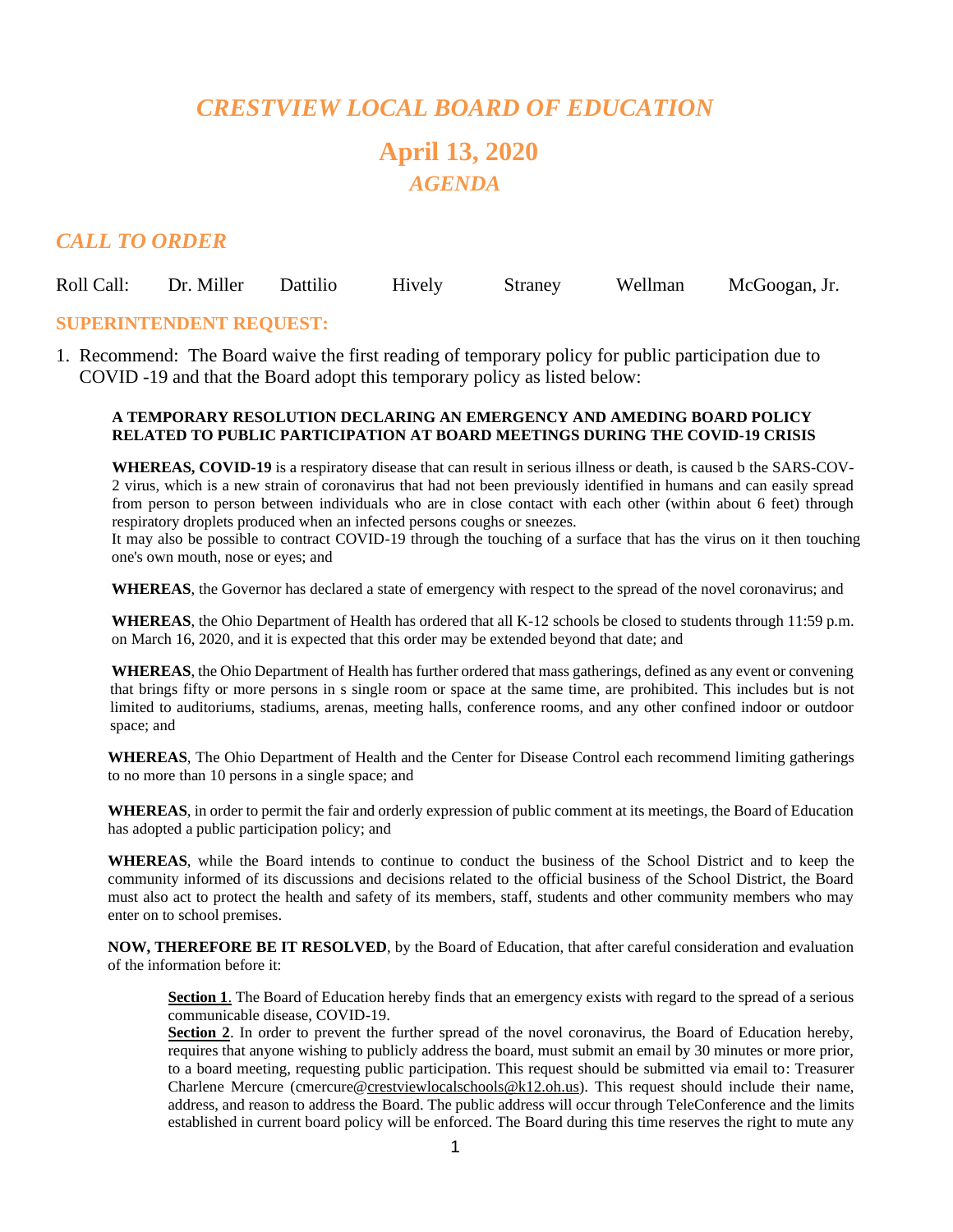# *CRESTVIEW LOCAL BOARD OF EDUCATION*

## April 13, 2020

### *AGENDA*

## *CALL TO ORDER*

Roll Call: Dr. Miller Dattilio Hively Straney Wellman McGoogan, Jr.

### SUPERINTENDENT REQUEST:

1. Recommend: The Board waive the first reading of temporary policy for public participation due to COVID -19 and that the Board adopt this temporary policy as listed below:

**A TEMPORARY RESOLUTION DECLARING AN EMERGENCY AND AMEDING BOARD POLICY RELATED TO PUBLIC PARTICIPATION AT BOARD MEETINGS DURING THE COVID-19 CRISIS**

**WHEREAS, COVID-19** is a respiratory disease that can result in serious illness or death, is caused b the SARS-COV-2 virus, which is a new strain of coronavirus that had not been previously identified in humans and can easily spread from person to person between individuals who are in close contact with each other (within about 6 feet) through respiratory droplets produced when an infected persons coughs or sneezes.
It may also be possible to contract COVID-19 through the touching of a surface that has the virus on it then touching one's own mouth, nose or eyes; and

**WHEREAS**, the Governor has declared a state of emergency with respect to the spread of the novel coronavirus; and

**WHEREAS**, the Ohio Department of Health has ordered that all K-12 schools be closed to students through 11:59 p.m. on March 16, 2020, and it is expected that this order may be extended beyond that date; and

**WHEREAS**, the Ohio Department of Health has further ordered that mass gatherings, defined as any event or convening that brings fifty or more persons in s single room or space at the same time, are prohibited. This includes but is not limited to auditoriums, stadiums, arenas, meeting halls, conference rooms, and any other confined indoor or outdoor space; and

**WHEREAS**, The Ohio Department of Health and the Center for Disease Control each recommend limiting gatherings to no more than 10 persons in a single space; and

**WHEREAS**, in order to permit the fair and orderly expression of public comment at its meetings, the Board of Education has adopted a public participation policy; and

**WHEREAS**, while the Board intends to continue to conduct the business of the School District and to keep the community informed of its discussions and decisions related to the official business of the School District, the Board must also act to protect the health and safety of its members, staff, students and other community members who may enter on to school premises.

**NOW, THEREFORE BE IT RESOLVED**, by the Board of Education, that after careful consideration and evaluation of the information before it:

**Section 1**. The Board of Education hereby finds that an emergency exists with regard to the spread of a serious communicable disease, COVID-19.
**Section 2**. In order to prevent the further spread of the novel coronavirus, the Board of Education hereby, requires that anyone wishing to publicly address the board, must submit an email by 30 minutes or more prior, to a board meeting, requesting public participation. This request should be submitted via email to: Treasurer Charlene Mercure (cmercure@crestviewlocalschools@k12.oh.us). This request should include their name, address, and reason to address the Board. The public address will occur through TeleConference and the limits established in current board policy will be enforced. The Board during this time reserves the right to mute any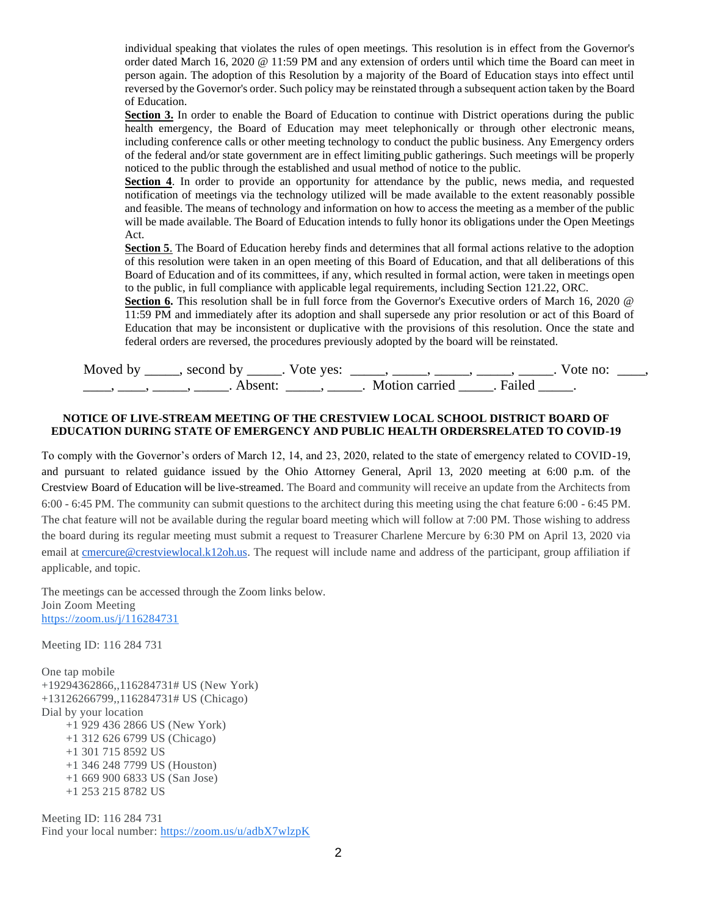individual speaking that violates the rules of open meetings. This resolution is in effect from the Governor's order dated March 16, 2020 @ 11:59 PM and any extension of orders until which time the Board can meet in person again. The adoption of this Resolution by a majority of the Board of Education stays into effect until reversed by the Governor's order. Such policy may be reinstated through a subsequent action taken by the Board of Education.

**Section 3.** In order to enable the Board of Education to continue with District operations during the public health emergency, the Board of Education may meet telephonically or through other electronic means, including conference calls or other meeting technology to conduct the public business. Any Emergency orders of the federal and/or state government are in effect limiting public gatherings. Such meetings will be properly noticed to the public through the established and usual method of notice to the public.

**Section 4**. In order to provide an opportunity for attendance by the public, news media, and requested notification of meetings via the technology utilized will be made available to the extent reasonably possible and feasible. The means of technology and information on how to access the meeting as a member of the public will be made available. The Board of Education intends to fully honor its obligations under the Open Meetings Act.

**Section 5**. The Board of Education hereby finds and determines that all formal actions relative to the adoption of this resolution were taken in an open meeting of this Board of Education, and that all deliberations of this Board of Education and of its committees, if any, which resulted in formal action, were taken in meetings open to the public, in full compliance with applicable legal requirements, including Section 121.22, ORC.

**Section 6.** This resolution shall be in full force from the Governor's Executive orders of March 16, 2020 @ 11:59 PM and immediately after its adoption and shall supersede any prior resolution or act of this Board of Education that may be inconsistent or duplicative with the provisions of this resolution. Once the state and federal orders are reversed, the procedures previously adopted by the board will be reinstated.

Moved by _____, second by _____. Vote yes: _____, _____, _____, _____, _____. Vote no: ____, ____, ____, _____, _____. Absent: _____, _____. Motion carried _____. Failed _____.

**NOTICE OF LIVE-STREAM MEETING OF THE CRESTVIEW LOCAL SCHOOL DISTRICT BOARD OF EDUCATION DURING STATE OF EMERGENCY AND PUBLIC HEALTH ORDERSRELATED TO COVID-19**

To comply with the Governor's orders of March 12, 14, and 23, 2020, related to the state of emergency related to COVID-19, and pursuant to related guidance issued by the Ohio Attorney General, April 13, 2020 meeting at 6:00 p.m. of the Crestview Board of Education will be live-streamed. The Board and community will receive an update from the Architects from 6:00 - 6:45 PM. The community can submit questions to the architect during this meeting using the chat feature 6:00 - 6:45 PM. The chat feature will not be available during the regular board meeting which will follow at 7:00 PM. Those wishing to address the board during its regular meeting must submit a request to Treasurer Charlene Mercure by 6:30 PM on April 13, 2020 via email at cmercure@crestviewlocal.k12oh.us. The request will include name and address of the participant, group affiliation if applicable, and topic.

The meetings can be accessed through the Zoom links below.
Join Zoom Meeting
https://zoom.us/j/116284731

Meeting ID: 116 284 731

One tap mobile
+19294362866,,116284731# US (New York)
+13126266799,,116284731# US (Chicago)
Dial by your location
- +1 929 436 2866 US (New York)
- +1 312 626 6799 US (Chicago)
- +1 301 715 8592 US
- +1 346 248 7799 US (Houston)
- +1 669 900 6833 US (San Jose)
- +1 253 215 8782 US

Meeting ID: 116 284 731
Find your local number: https://zoom.us/u/adbX7wlzpK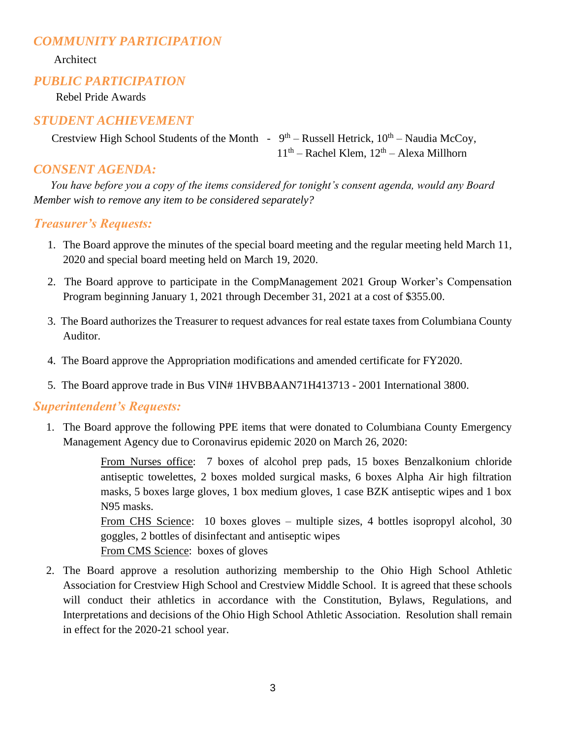## *COMMUNITY PARTICIPATION*

Architect

## *PUBLIC PARTICIPATION*

Rebel Pride Awards

## *STUDENT ACHIEVEMENT*

Crestview High School Students of the Month - 9th – Russell Hetrick, 10th – Naudia McCoy, 11th – Rachel Klem, 12th – Alexa Millhorn

## *CONSENT AGENDA:*

*You have before you a copy of the items considered for tonight's consent agenda, would any Board Member wish to remove any item to be considered separately?*

### *Treasurer's Requests:*

1. The Board approve the minutes of the special board meeting and the regular meeting held March 11, 2020 and special board meeting held on March 19, 2020.
2. The Board approve to participate in the CompManagement 2021 Group Worker's Compensation Program beginning January 1, 2021 through December 31, 2021 at a cost of $355.00.
3. The Board authorizes the Treasurer to request advances for real estate taxes from Columbiana County Auditor.
4. The Board approve the Appropriation modifications and amended certificate for FY2020.
5. The Board approve trade in Bus VIN# 1HVBBAAN71H413713 - 2001 International 3800.

### *Superintendent's Requests:*

1. The Board approve the following PPE items that were donated to Columbiana County Emergency Management Agency due to Coronavirus epidemic 2020 on March 26, 2020:

   From Nurses office: 7 boxes of alcohol prep pads, 15 boxes Benzalkonium chloride antiseptic towelettes, 2 boxes molded surgical masks, 6 boxes Alpha Air high filtration masks, 5 boxes large gloves, 1 box medium gloves, 1 case BZK antiseptic wipes and 1 box N95 masks.
   From CHS Science: 10 boxes gloves – multiple sizes, 4 bottles isopropyl alcohol, 30 goggles, 2 bottles of disinfectant and antiseptic wipes
   From CMS Science: boxes of gloves

2. The Board approve a resolution authorizing membership to the Ohio High School Athletic Association for Crestview High School and Crestview Middle School. It is agreed that these schools will conduct their athletics in accordance with the Constitution, Bylaws, Regulations, and Interpretations and decisions of the Ohio High School Athletic Association. Resolution shall remain in effect for the 2020-21 school year.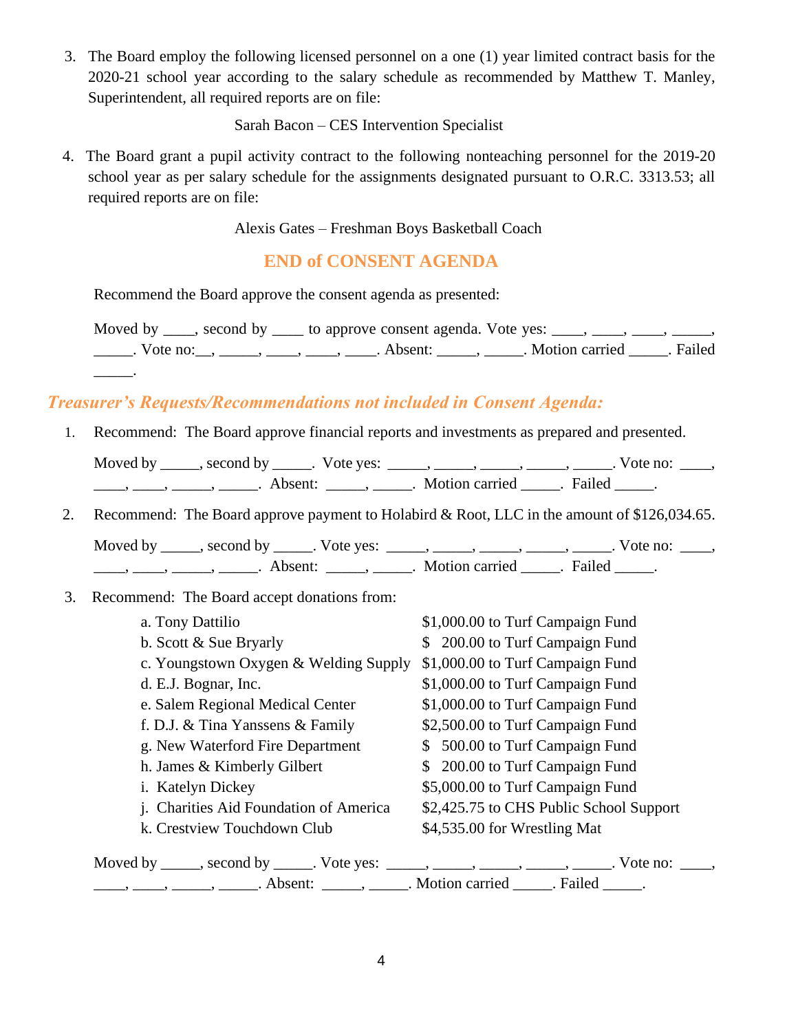3. The Board employ the following licensed personnel on a one (1) year limited contract basis for the 2020-21 school year according to the salary schedule as recommended by Matthew T. Manley, Superintendent, all required reports are on file:

   Sarah Bacon – CES Intervention Specialist

4. The Board grant a pupil activity contract to the following nonteaching personnel for the 2019-20 school year as per salary schedule for the assignments designated pursuant to O.R.C. 3313.53; all required reports are on file:

   Alexis Gates – Freshman Boys Basketball Coach

## END of CONSENT AGENDA

Recommend the Board approve the consent agenda as presented:

Moved by ____, second by ____ to approve consent agenda. Vote yes: ____, ____, ____, _____, _____. Vote no:__, _____, ____, ____, ____. Absent: _____, _____. Motion carried _____. Failed _____.

## *Treasurer's Requests/Recommendations not included in Consent Agenda:*

1. Recommend: The Board approve financial reports and investments as prepared and presented.

   Moved by _____, second by _____. Vote yes: _____, _____, _____, _____, _____. Vote no: ____, ____, ____, _____, _____. Absent: _____, _____. Motion carried _____. Failed _____.

2. Recommend: The Board approve payment to Holabird & Root, LLC in the amount of $126,034.65.

   Moved by _____, second by _____. Vote yes: _____, _____, _____, _____, _____. Vote no: ____, ____, ____, _____, _____. Absent: _____, _____. Motion carried _____. Failed _____.

3. Recommend: The Board accept donations from:

   a. Tony Dattilio — $1,000.00 to Turf Campaign Fund
   b. Scott & Sue Bryarly — $ 200.00 to Turf Campaign Fund
   c. Youngstown Oxygen & Welding Supply — $1,000.00 to Turf Campaign Fund
   d. E.J. Bognar, Inc. — $1,000.00 to Turf Campaign Fund
   e. Salem Regional Medical Center — $1,000.00 to Turf Campaign Fund
   f. D.J. & Tina Yanssens & Family — $2,500.00 to Turf Campaign Fund
   g. New Waterford Fire Department — $ 500.00 to Turf Campaign Fund
   h. James & Kimberly Gilbert — $ 200.00 to Turf Campaign Fund
   i. Katelyn Dickey — $5,000.00 to Turf Campaign Fund
   j. Charities Aid Foundation of America — $2,425.75 to CHS Public School Support
   k. Crestview Touchdown Club — $4,535.00 for Wrestling Mat

   Moved by _____, second by _____. Vote yes: _____, _____, _____, _____, _____. Vote no: ____, ____, ____, _____, _____. Absent: _____, _____. Motion carried _____. Failed _____.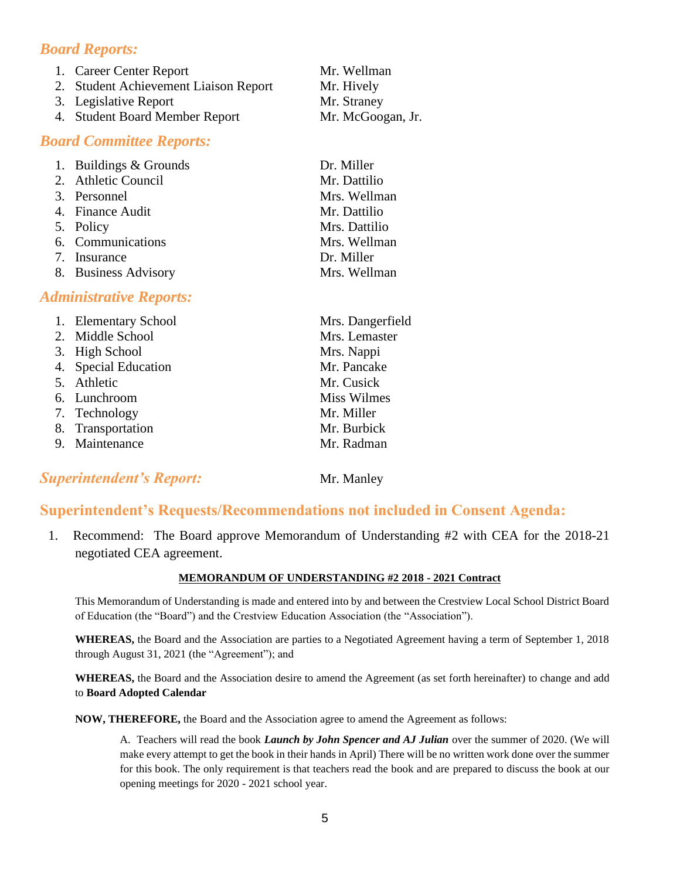## *Board Reports:*

1. Career Center Report — Mr. Wellman
2. Student Achievement Liaison Report — Mr. Hively
3. Legislative Report — Mr. Straney
4. Student Board Member Report — Mr. McGoogan, Jr.

## *Board Committee Reports:*

1. Buildings & Grounds — Dr. Miller
2. Athletic Council — Mr. Dattilio
3. Personnel — Mrs. Wellman
4. Finance Audit — Mr. Dattilio
5. Policy — Mrs. Dattilio
6. Communications — Mrs. Wellman
7. Insurance — Dr. Miller
8. Business Advisory — Mrs. Wellman

## *Administrative Reports:*

1. Elementary School — Mrs. Dangerfield
2. Middle School — Mrs. Lemaster
3. High School — Mrs. Nappi
4. Special Education — Mr. Pancake
5. Athletic — Mr. Cusick
6. Lunchroom — Miss Wilmes
7. Technology — Mr. Miller
8. Transportation — Mr. Burbick
9. Maintenance — Mr. Radman

## *Superintendent's Report:* Mr. Manley

## Superintendent's Requests/Recommendations not included in Consent Agenda:

1. Recommend: The Board approve Memorandum of Understanding #2 with CEA for the 2018-21 negotiated CEA agreement.

**MEMORANDUM OF UNDERSTANDING #2 2018 - 2021 Contract**

This Memorandum of Understanding is made and entered into by and between the Crestview Local School District Board of Education (the "Board") and the Crestview Education Association (the "Association").

**WHEREAS,** the Board and the Association are parties to a Negotiated Agreement having a term of September 1, 2018 through August 31, 2021 (the "Agreement"); and

**WHEREAS,** the Board and the Association desire to amend the Agreement (as set forth hereinafter) to change and add to **Board Adopted Calendar**

**NOW, THEREFORE,** the Board and the Association agree to amend the Agreement as follows:

A. Teachers will read the book ***Launch by John Spencer and AJ Julian*** over the summer of 2020. (We will make every attempt to get the book in their hands in April) There will be no written work done over the summer for this book. The only requirement is that teachers read the book and are prepared to discuss the book at our opening meetings for 2020 - 2021 school year.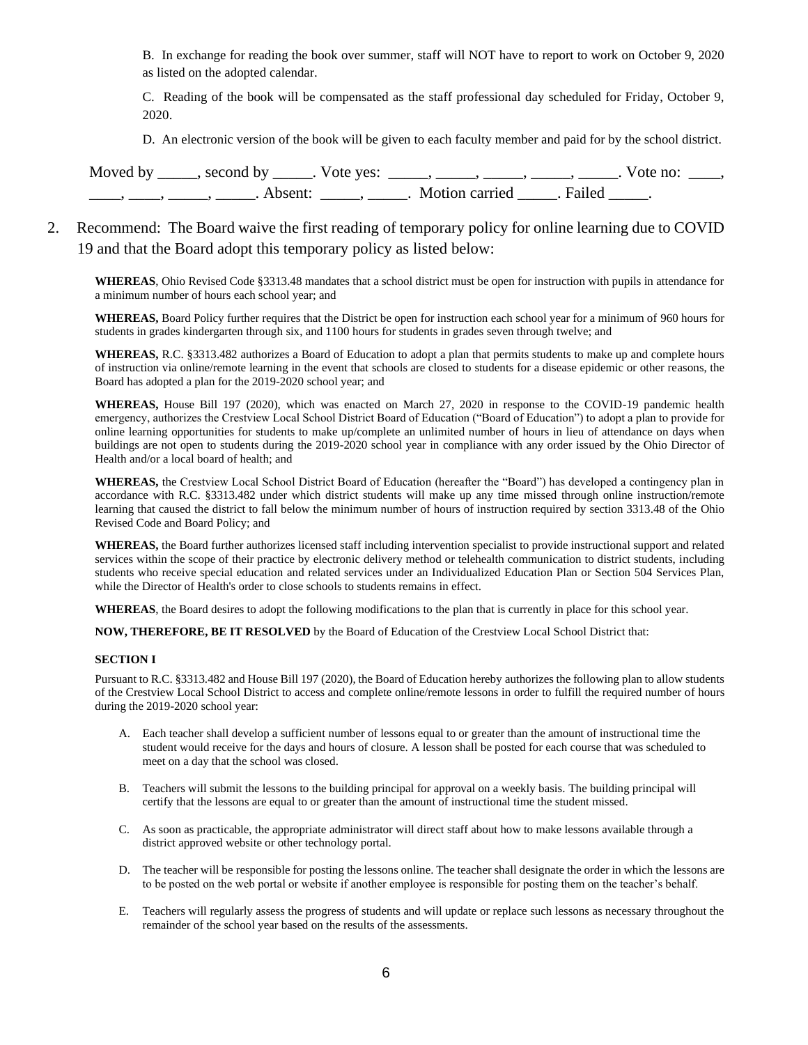B. In exchange for reading the book over summer, staff will NOT have to report to work on October 9, 2020 as listed on the adopted calendar.

C. Reading of the book will be compensated as the staff professional day scheduled for Friday, October 9, 2020.

D. An electronic version of the book will be given to each faculty member and paid for by the school district.

Moved by _____, second by _____. Vote yes: _____, _____, _____, _____, _____. Vote no: ____, ____, ____, _____, _____. Absent: _____, _____. Motion carried _____. Failed _____.

2. Recommend: The Board waive the first reading of temporary policy for online learning due to COVID 19 and that the Board adopt this temporary policy as listed below:

**WHEREAS**, Ohio Revised Code §3313.48 mandates that a school district must be open for instruction with pupils in attendance for a minimum number of hours each school year; and

**WHEREAS,** Board Policy further requires that the District be open for instruction each school year for a minimum of 960 hours for students in grades kindergarten through six, and 1100 hours for students in grades seven through twelve; and

**WHEREAS,** R.C. §3313.482 authorizes a Board of Education to adopt a plan that permits students to make up and complete hours of instruction via online/remote learning in the event that schools are closed to students for a disease epidemic or other reasons, the Board has adopted a plan for the 2019-2020 school year; and

**WHEREAS,** House Bill 197 (2020), which was enacted on March 27, 2020 in response to the COVID-19 pandemic health emergency, authorizes the Crestview Local School District Board of Education ("Board of Education") to adopt a plan to provide for online learning opportunities for students to make up/complete an unlimited number of hours in lieu of attendance on days when buildings are not open to students during the 2019-2020 school year in compliance with any order issued by the Ohio Director of Health and/or a local board of health; and

**WHEREAS,** the Crestview Local School District Board of Education (hereafter the "Board") has developed a contingency plan in accordance with R.C. §3313.482 under which district students will make up any time missed through online instruction/remote learning that caused the district to fall below the minimum number of hours of instruction required by section 3313.48 of the Ohio Revised Code and Board Policy; and

**WHEREAS,** the Board further authorizes licensed staff including intervention specialist to provide instructional support and related services within the scope of their practice by electronic delivery method or telehealth communication to district students, including students who receive special education and related services under an Individualized Education Plan or Section 504 Services Plan, while the Director of Health's order to close schools to students remains in effect.

**WHEREAS**, the Board desires to adopt the following modifications to the plan that is currently in place for this school year.

**NOW, THEREFORE, BE IT RESOLVED** by the Board of Education of the Crestview Local School District that:

**SECTION I**

Pursuant to R.C. §3313.482 and House Bill 197 (2020), the Board of Education hereby authorizes the following plan to allow students of the Crestview Local School District to access and complete online/remote lessons in order to fulfill the required number of hours during the 2019-2020 school year:

A. Each teacher shall develop a sufficient number of lessons equal to or greater than the amount of instructional time the student would receive for the days and hours of closure. A lesson shall be posted for each course that was scheduled to meet on a day that the school was closed.

B. Teachers will submit the lessons to the building principal for approval on a weekly basis. The building principal will certify that the lessons are equal to or greater than the amount of instructional time the student missed.

C. As soon as practicable, the appropriate administrator will direct staff about how to make lessons available through a district approved website or other technology portal.

D. The teacher will be responsible for posting the lessons online. The teacher shall designate the order in which the lessons are to be posted on the web portal or website if another employee is responsible for posting them on the teacher's behalf.

E. Teachers will regularly assess the progress of students and will update or replace such lessons as necessary throughout the remainder of the school year based on the results of the assessments.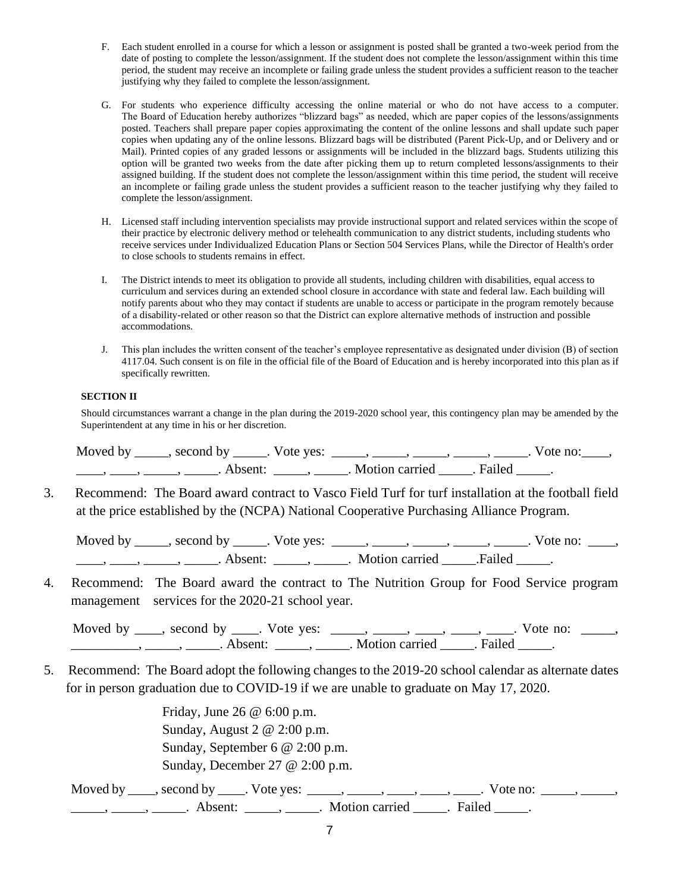F. Each student enrolled in a course for which a lesson or assignment is posted shall be granted a two-week period from the date of posting to complete the lesson/assignment. If the student does not complete the lesson/assignment within this time period, the student may receive an incomplete or failing grade unless the student provides a sufficient reason to the teacher justifying why they failed to complete the lesson/assignment.

G. For students who experience difficulty accessing the online material or who do not have access to a computer. The Board of Education hereby authorizes "blizzard bags" as needed, which are paper copies of the lessons/assignments posted. Teachers shall prepare paper copies approximating the content of the online lessons and shall update such paper copies when updating any of the online lessons. Blizzard bags will be distributed (Parent Pick-Up, and or Delivery and or Mail). Printed copies of any graded lessons or assignments will be included in the blizzard bags. Students utilizing this option will be granted two weeks from the date after picking them up to return completed lessons/assignments to their assigned building. If the student does not complete the lesson/assignment within this time period, the student will receive an incomplete or failing grade unless the student provides a sufficient reason to the teacher justifying why they failed to complete the lesson/assignment.

H. Licensed staff including intervention specialists may provide instructional support and related services within the scope of their practice by electronic delivery method or telehealth communication to any district students, including students who receive services under Individualized Education Plans or Section 504 Services Plans, while the Director of Health's order to close schools to students remains in effect.

I. The District intends to meet its obligation to provide all students, including children with disabilities, equal access to curriculum and services during an extended school closure in accordance with state and federal law. Each building will notify parents about who they may contact if students are unable to access or participate in the program remotely because of a disability-related or other reason so that the District can explore alternative methods of instruction and possible accommodations.

J. This plan includes the written consent of the teacher's employee representative as designated under division (B) of section 4117.04. Such consent is on file in the official file of the Board of Education and is hereby incorporated into this plan as if specifically rewritten.

**SECTION II**

Should circumstances warrant a change in the plan during the 2019-2020 school year, this contingency plan may be amended by the Superintendent at any time in his or her discretion.

Moved by _____, second by _____. Vote yes: _____, _____, _____, _____, _____. Vote no:____, ____, ____, _____, _____. Absent: _____, _____. Motion carried _____. Failed _____.

3. Recommend: The Board award contract to Vasco Field Turf for turf installation at the football field at the price established by the (NCPA) National Cooperative Purchasing Alliance Program.

   Moved by _____, second by _____. Vote yes: _____, _____, _____, _____, _____. Vote no: ____, ____, ____, _____, _____. Absent: _____, _____. Motion carried _____.Failed _____.

4. Recommend: The Board award the contract to The Nutrition Group for Food Service program management services for the 2020-21 school year.

   Moved by ____, second by ____. Vote yes: _____, _____, ____, ____, ____. Vote no: _____, __________, _____, _____. Absent: _____, _____. Motion carried _____. Failed _____.

5. Recommend: The Board adopt the following changes to the 2019-20 school calendar as alternate dates for in person graduation due to COVID-19 if we are unable to graduate on May 17, 2020.

   Friday, June 26 @ 6:00 p.m.
   Sunday, August 2 @ 2:00 p.m.
   Sunday, September 6 @ 2:00 p.m.
   Sunday, December 27 @ 2:00 p.m.

   Moved by ____, second by ____. Vote yes: _____, _____, ____, ____, ____. Vote no: _____, _____, _____, _____, _____. Absent: _____, _____. Motion carried _____. Failed _____.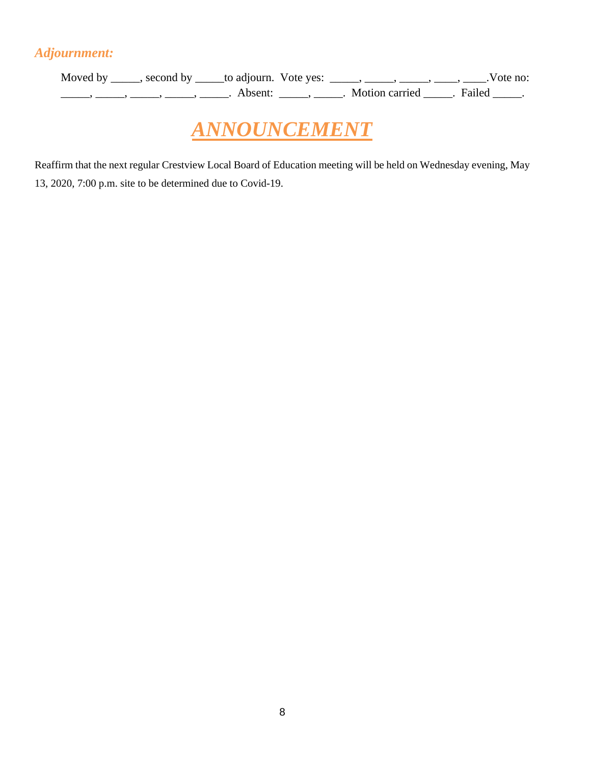### *Adjournment:*

Moved by _____, second by _____to adjourn. Vote yes: _____, _____, _____, ____, ____.Vote no: _____, _____, _____, _____, _____. Absent: _____, _____. Motion carried _____. Failed _____.

# *ANNOUNCEMENT*

Reaffirm that the next regular Crestview Local Board of Education meeting will be held on Wednesday evening, May 13, 2020, 7:00 p.m. site to be determined due to Covid-19.